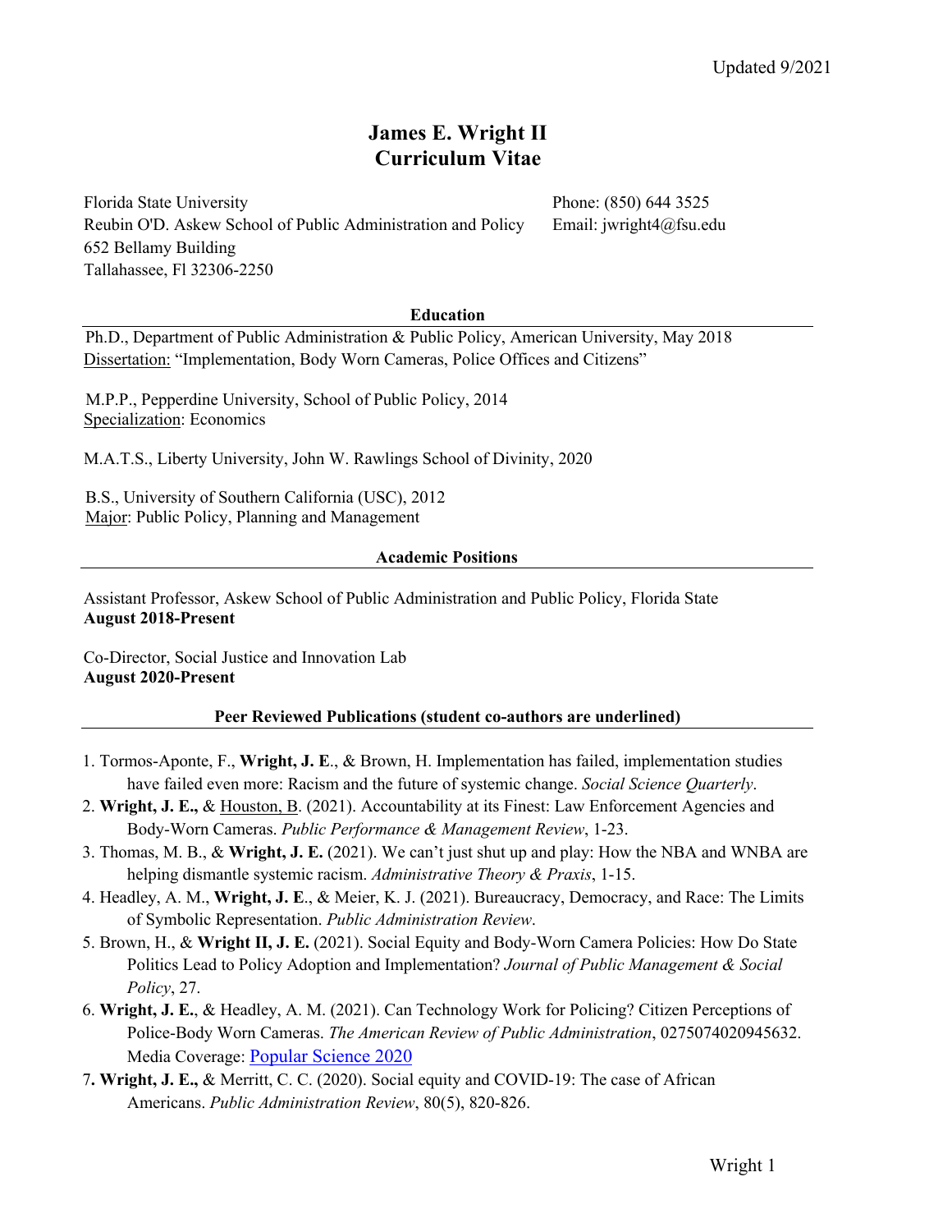Updated 9/2021

# James E. Wright II
# Curriculum Vitae

Florida State University
Reubin O'D. Askew School of Public Administration and Policy
652 Bellamy Building
Tallahassee, Fl 32306-2250

Phone: (850) 644 3525
Email: jwright4@fsu.edu

## Education

Ph.D., Department of Public Administration & Public Policy, American University, May 2018
Dissertation: "Implementation, Body Worn Cameras, Police Offices and Citizens"

M.P.P., Pepperdine University, School of Public Policy, 2014
Specialization: Economics

M.A.T.S., Liberty University, John W. Rawlings School of Divinity, 2020

B.S., University of Southern California (USC), 2012
Major: Public Policy, Planning and Management

## Academic Positions

Assistant Professor, Askew School of Public Administration and Public Policy, Florida State
**August 2018-Present**

Co-Director, Social Justice and Innovation Lab
**August 2020-Present**

## Peer Reviewed Publications (student co-authors are underlined)

1. Tormos-Aponte, F., **Wright, J. E**., & Brown, H. Implementation has failed, implementation studies have failed even more: Racism and the future of systemic change. *Social Science Quarterly*.
2. **Wright, J. E.,** & <u>Houston, B</u>. (2021). Accountability at its Finest: Law Enforcement Agencies and Body-Worn Cameras. *Public Performance & Management Review*, 1-23.
3. Thomas, M. B., & **Wright, J. E.** (2021). We can't just shut up and play: How the NBA and WNBA are helping dismantle systemic racism. *Administrative Theory & Praxis*, 1-15.
4. Headley, A. M., **Wright, J. E**., & Meier, K. J. (2021). Bureaucracy, Democracy, and Race: The Limits of Symbolic Representation. *Public Administration Review*.
5. Brown, H., & **Wright II, J. E.** (2021). Social Equity and Body-Worn Camera Policies: How Do State Politics Lead to Policy Adoption and Implementation? *Journal of Public Management & Social Policy*, 27.
6. **Wright, J. E.**, & Headley, A. M. (2021). Can Technology Work for Policing? Citizen Perceptions of Police-Body Worn Cameras. *The American Review of Public Administration*, 0275074020945632. Media Coverage: Popular Science 2020
7. **Wright, J. E.,** & Merritt, C. C. (2020). Social equity and COVID-19: The case of African Americans. *Public Administration Review*, 80(5), 820-826.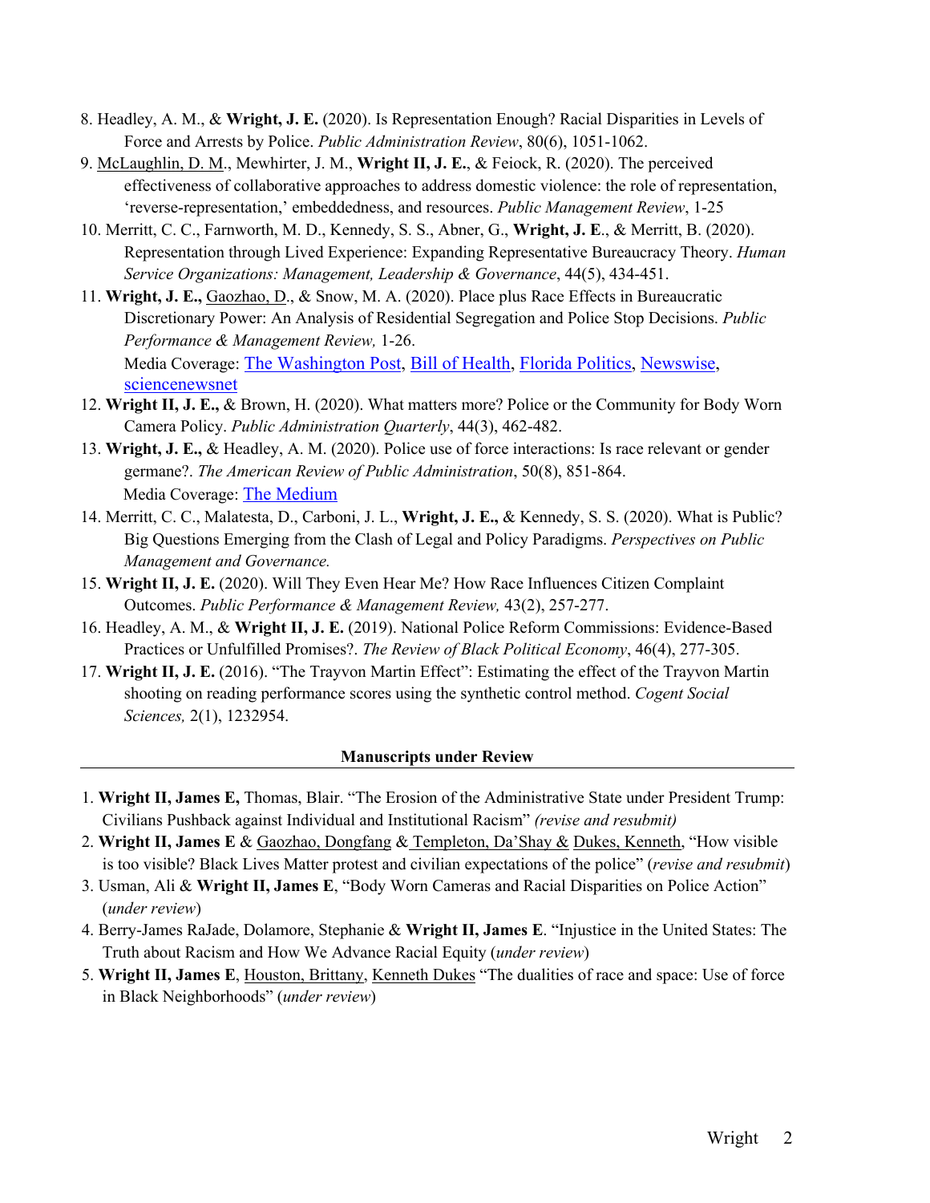8. Headley, A. M., & **Wright, J. E.** (2020). Is Representation Enough? Racial Disparities in Levels of Force and Arrests by Police. *Public Administration Review*, 80(6), 1051-1062.
9. McLaughlin, D. M., Mewhirter, J. M., **Wright II, J. E.**, & Feiock, R. (2020). The perceived effectiveness of collaborative approaches to address domestic violence: the role of representation, 'reverse-representation,' embeddedness, and resources. *Public Management Review*, 1-25
10. Merritt, C. C., Farnworth, M. D., Kennedy, S. S., Abner, G., **Wright, J. E**., & Merritt, B. (2020). Representation through Lived Experience: Expanding Representative Bureaucracy Theory. *Human Service Organizations: Management, Leadership & Governance*, 44(5), 434-451.
11. **Wright, J. E.,** Gaozhao, D., & Snow, M. A. (2020). Place plus Race Effects in Bureaucratic Discretionary Power: An Analysis of Residential Segregation and Police Stop Decisions. *Public Performance & Management Review,* 1-26.
    Media Coverage: The Washington Post, Bill of Health, Florida Politics, Newswise, sciencenewsnet
12. **Wright II, J. E.,** & Brown, H. (2020). What matters more? Police or the Community for Body Worn Camera Policy. *Public Administration Quarterly*, 44(3), 462-482.
13. **Wright, J. E.,** & Headley, A. M. (2020). Police use of force interactions: Is race relevant or gender germane?. *The American Review of Public Administration*, 50(8), 851-864.
    Media Coverage: The Medium
14. Merritt, C. C., Malatesta, D., Carboni, J. L., **Wright, J. E.,** & Kennedy, S. S. (2020). What is Public? Big Questions Emerging from the Clash of Legal and Policy Paradigms. *Perspectives on Public Management and Governance.*
15. **Wright II, J. E.** (2020). Will They Even Hear Me? How Race Influences Citizen Complaint Outcomes. *Public Performance & Management Review,* 43(2), 257-277.
16. Headley, A. M., & **Wright II, J. E.** (2019). National Police Reform Commissions: Evidence-Based Practices or Unfulfilled Promises?. *The Review of Black Political Economy*, 46(4), 277-305.
17. **Wright II, J. E.** (2016). "The Trayvon Martin Effect": Estimating the effect of the Trayvon Martin shooting on reading performance scores using the synthetic control method. *Cogent Social Sciences,* 2(1), 1232954.

## Manuscripts under Review

1. **Wright II, James E,** Thomas, Blair. "The Erosion of the Administrative State under President Trump: Civilians Pushback against Individual and Institutional Racism" *(revise and resubmit)*
2. **Wright II, James E** & Gaozhao, Dongfang & Templeton, Da'Shay & Dukes, Kenneth, "How visible is too visible? Black Lives Matter protest and civilian expectations of the police" (*revise and resubmit*)
3. Usman, Ali & **Wright II, James E**, "Body Worn Cameras and Racial Disparities on Police Action" (*under review*)
4. Berry-James RaJade, Dolamore, Stephanie & **Wright II, James E**. "Injustice in the United States: The Truth about Racism and How We Advance Racial Equity (*under review*)
5. **Wright II, James E**, Houston, Brittany, Kenneth Dukes "The dualities of race and space: Use of force in Black Neighborhoods" (*under review*)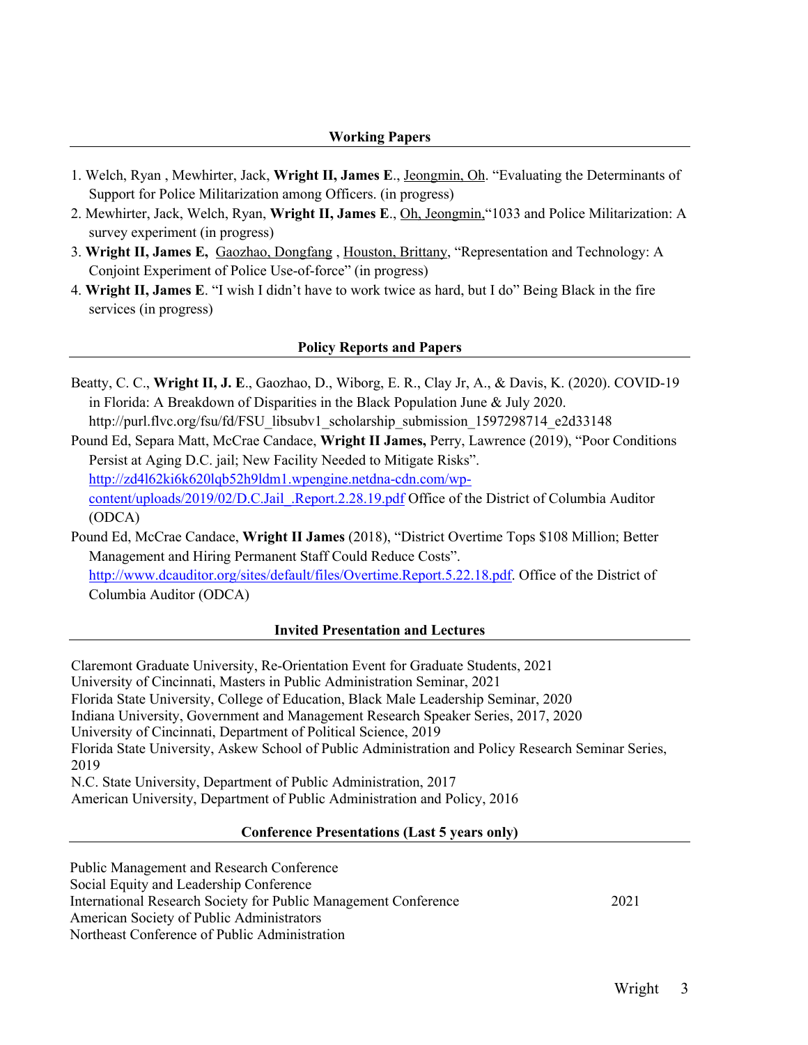## Working Papers

1. Welch, Ryan , Mewhirter, Jack, **Wright II, James E**., Jeongmin, Oh. "Evaluating the Determinants of Support for Police Militarization among Officers. (in progress)
2. Mewhirter, Jack, Welch, Ryan, **Wright II, James E**., Oh, Jeongmin,"1033 and Police Militarization: A survey experiment (in progress)
3. **Wright II, James E,** Gaozhao, Dongfang , Houston, Brittany, "Representation and Technology: A Conjoint Experiment of Police Use-of-force" (in progress)
4. **Wright II, James E**. "I wish I didn't have to work twice as hard, but I do" Being Black in the fire services (in progress)

## Policy Reports and Papers

Beatty, C. C., **Wright II, J. E**., Gaozhao, D., Wiborg, E. R., Clay Jr, A., & Davis, K. (2020). COVID-19 in Florida: A Breakdown of Disparities in the Black Population June & July 2020. http://purl.flvc.org/fsu/fd/FSU_libsubv1_scholarship_submission_1597298714_e2d33148

Pound Ed, Separa Matt, McCrae Candace, **Wright II James,** Perry, Lawrence (2019), "Poor Conditions Persist at Aging D.C. jail; New Facility Needed to Mitigate Risks". http://zd4l62ki6k620lqb52h9ldm1.wpengine.netdna-cdn.com/wp-content/uploads/2019/02/D.C.Jail_.Report.2.28.19.pdf Office of the District of Columbia Auditor (ODCA)

Pound Ed, McCrae Candace, **Wright II James** (2018), "District Overtime Tops $108 Million; Better Management and Hiring Permanent Staff Could Reduce Costs". http://www.dcauditor.org/sites/default/files/Overtime.Report.5.22.18.pdf. Office of the District of Columbia Auditor (ODCA)

## Invited Presentation and Lectures

Claremont Graduate University, Re-Orientation Event for Graduate Students, 2021
University of Cincinnati, Masters in Public Administration Seminar, 2021
Florida State University, College of Education, Black Male Leadership Seminar, 2020
Indiana University, Government and Management Research Speaker Series, 2017, 2020
University of Cincinnati, Department of Political Science, 2019
Florida State University, Askew School of Public Administration and Policy Research Seminar Series, 2019
N.C. State University, Department of Public Administration, 2017
American University, Department of Public Administration and Policy, 2016

## Conference Presentations (Last 5 years only)

Public Management and Research Conference
Social Equity and Leadership Conference
International Research Society for Public Management Conference 2021
American Society of Public Administrators
Northeast Conference of Public Administration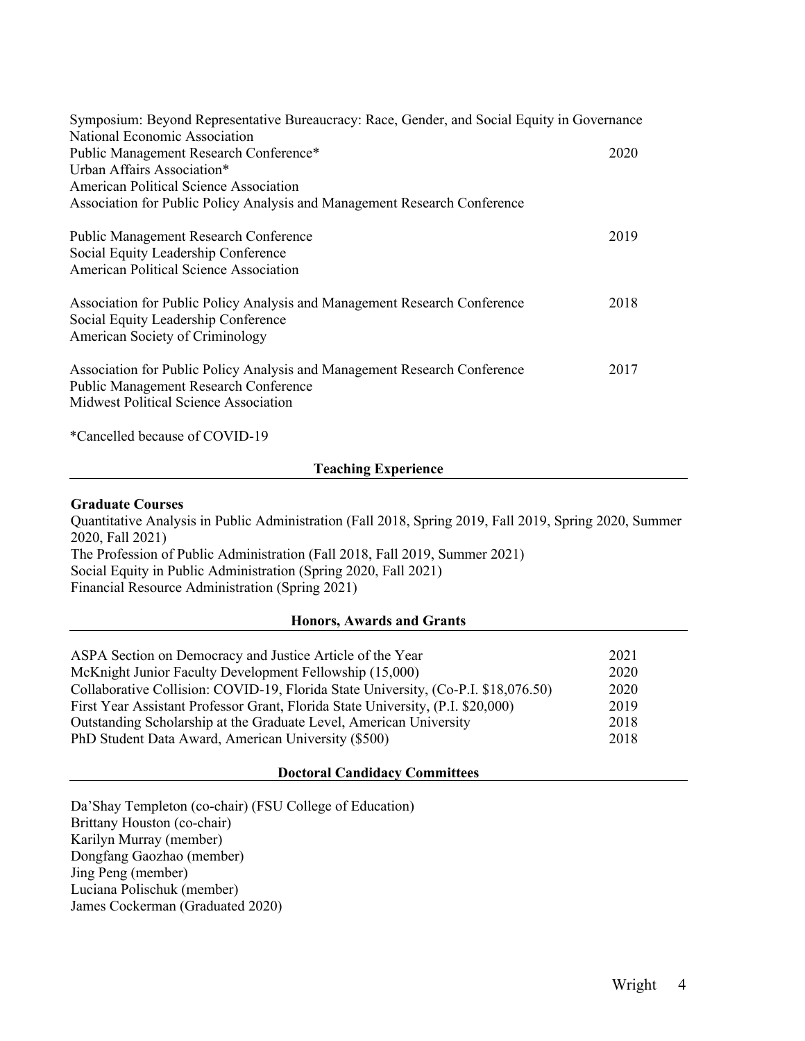| | |
|---|---|
| Symposium: Beyond Representative Bureaucracy: Race, Gender, and Social Equity in Governance | |
| National Economic Association | |
| Public Management Research Conference* | 2020 |
| Urban Affairs Association* | |
| American Political Science Association | |
| Association for Public Policy Analysis and Management Research Conference | |
| Public Management Research Conference | 2019 |
| Social Equity Leadership Conference | |
| American Political Science Association | |
| Association for Public Policy Analysis and Management Research Conference | 2018 |
| Social Equity Leadership Conference | |
| American Society of Criminology | |
| Association for Public Policy Analysis and Management Research Conference | 2017 |
| Public Management Research Conference | |
| Midwest Political Science Association | |

*Cancelled because of COVID-19

## Teaching Experience

**Graduate Courses**

Quantitative Analysis in Public Administration (Fall 2018, Spring 2019, Fall 2019, Spring 2020, Summer 2020, Fall 2021)
The Profession of Public Administration (Fall 2018, Fall 2019, Summer 2021)
Social Equity in Public Administration (Spring 2020, Fall 2021)
Financial Resource Administration (Spring 2021)

## Honors, Awards and Grants

| | |
|---|---|
| ASPA Section on Democracy and Justice Article of the Year | 2021 |
| McKnight Junior Faculty Development Fellowship (15,000) | 2020 |
| Collaborative Collision: COVID-19, Florida State University, (Co-P.I. $18,076.50) | 2020 |
| First Year Assistant Professor Grant, Florida State University, (P.I. $20,000) | 2019 |
| Outstanding Scholarship at the Graduate Level, American University | 2018 |
| PhD Student Data Award, American University ($500) | 2018 |

## Doctoral Candidacy Committees

Da'Shay Templeton (co-chair) (FSU College of Education)
Brittany Houston (co-chair)
Karilyn Murray (member)
Dongfang Gaozhao (member)
Jing Peng (member)
Luciana Polischuk (member)
James Cockerman (Graduated 2020)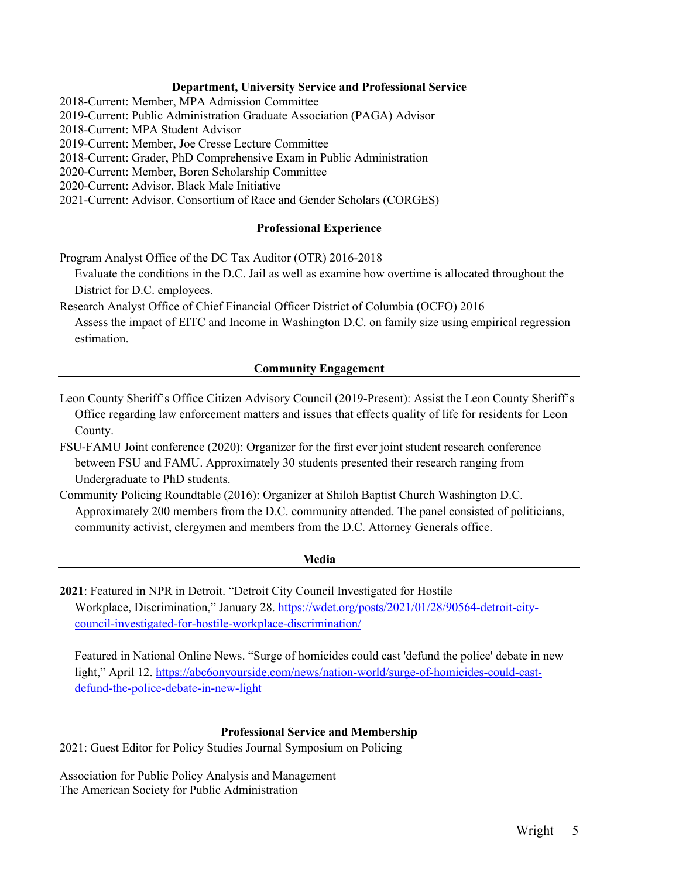## Department, University Service and Professional Service

2018-Current: Member, MPA Admission Committee
2019-Current: Public Administration Graduate Association (PAGA) Advisor
2018-Current: MPA Student Advisor
2019-Current: Member, Joe Cresse Lecture Committee
2018-Current: Grader, PhD Comprehensive Exam in Public Administration
2020-Current: Member, Boren Scholarship Committee
2020-Current: Advisor, Black Male Initiative
2021-Current: Advisor, Consortium of Race and Gender Scholars (CORGES)

## Professional Experience

Program Analyst Office of the DC Tax Auditor (OTR) 2016-2018
Evaluate the conditions in the D.C. Jail as well as examine how overtime is allocated throughout the District for D.C. employees.

Research Analyst Office of Chief Financial Officer District of Columbia (OCFO) 2016
Assess the impact of EITC and Income in Washington D.C. on family size using empirical regression estimation.

## Community Engagement

Leon County Sheriff's Office Citizen Advisory Council (2019-Present): Assist the Leon County Sheriff's Office regarding law enforcement matters and issues that effects quality of life for residents for Leon County.

FSU-FAMU Joint conference (2020): Organizer for the first ever joint student research conference between FSU and FAMU. Approximately 30 students presented their research ranging from Undergraduate to PhD students.

Community Policing Roundtable (2016): Organizer at Shiloh Baptist Church Washington D.C. Approximately 200 members from the D.C. community attended. The panel consisted of politicians, community activist, clergymen and members from the D.C. Attorney Generals office.

## Media

**2021**: Featured in NPR in Detroit. "Detroit City Council Investigated for Hostile Workplace, Discrimination," January 28. https://wdet.org/posts/2021/01/28/90564-detroit-city-council-investigated-for-hostile-workplace-discrimination/

Featured in National Online News. "Surge of homicides could cast 'defund the police' debate in new light," April 12. https://abc6onyourside.com/news/nation-world/surge-of-homicides-could-cast-defund-the-police-debate-in-new-light

## Professional Service and Membership

2021: Guest Editor for Policy Studies Journal Symposium on Policing

Association for Public Policy Analysis and Management
The American Society for Public Administration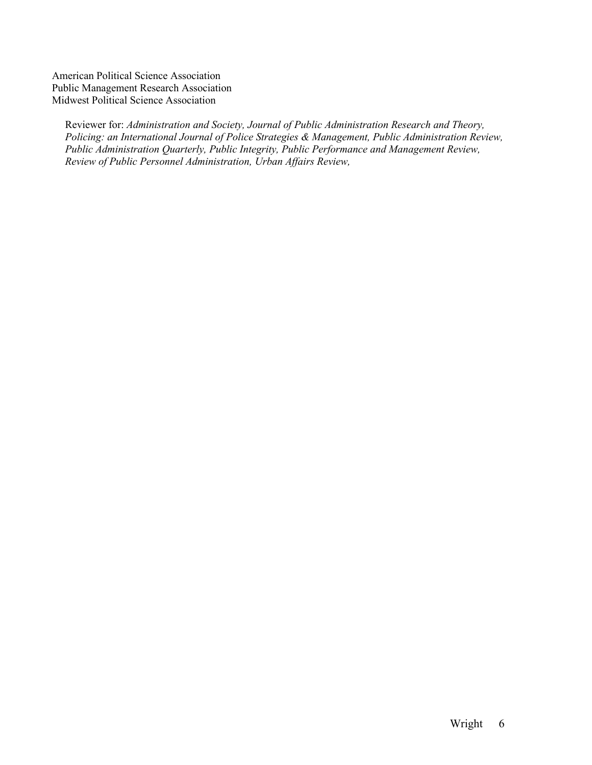American Political Science Association
Public Management Research Association
Midwest Political Science Association

Reviewer for: *Administration and Society, Journal of Public Administration Research and Theory, Policing: an International Journal of Police Strategies & Management, Public Administration Review, Public Administration Quarterly, Public Integrity, Public Performance and Management Review, Review of Public Personnel Administration, Urban Affairs Review,*